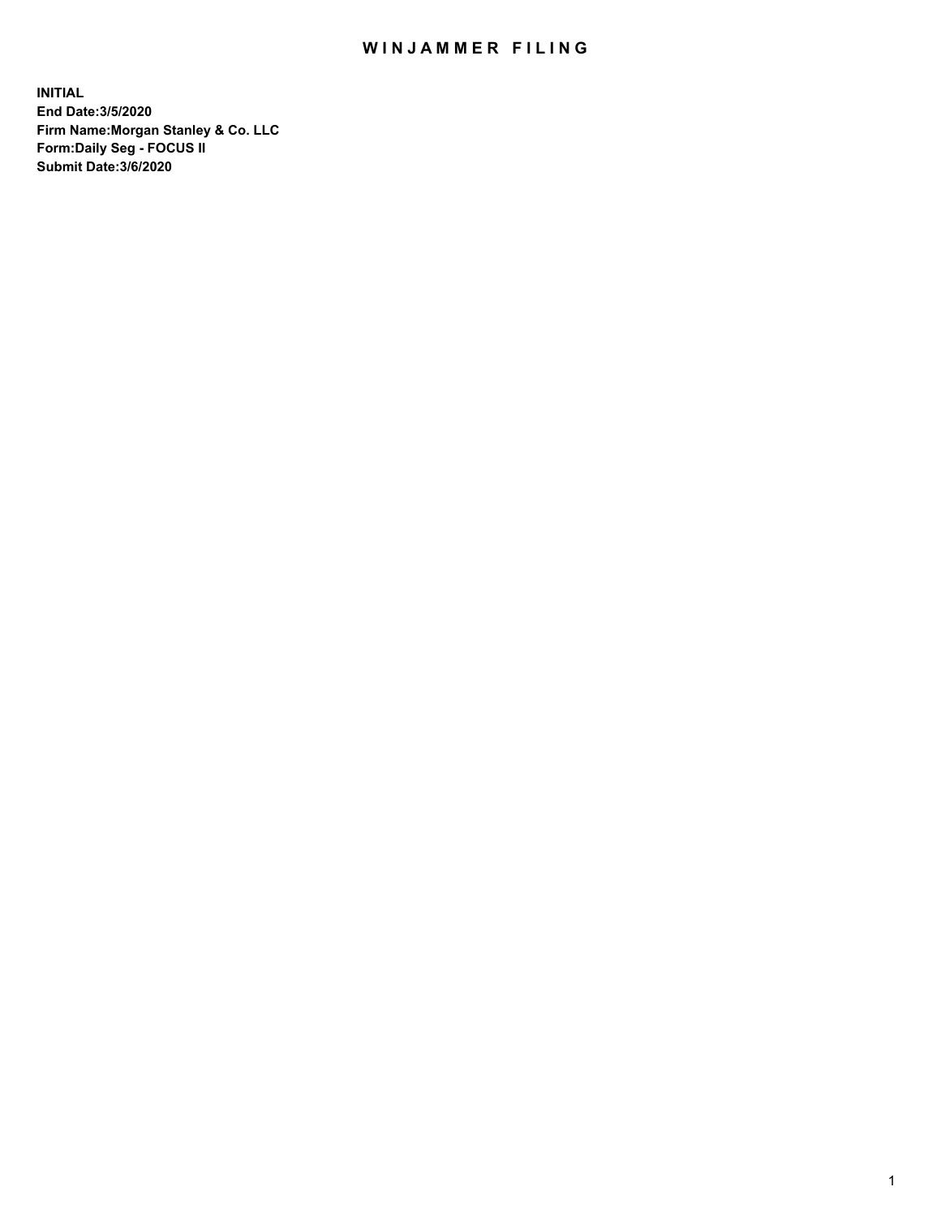# WINJAMMER FILING

**INITIAL**
**End Date:3/5/2020**
**Firm Name:Morgan Stanley & Co. LLC**
**Form:Daily Seg - FOCUS II**
**Submit Date:3/6/2020**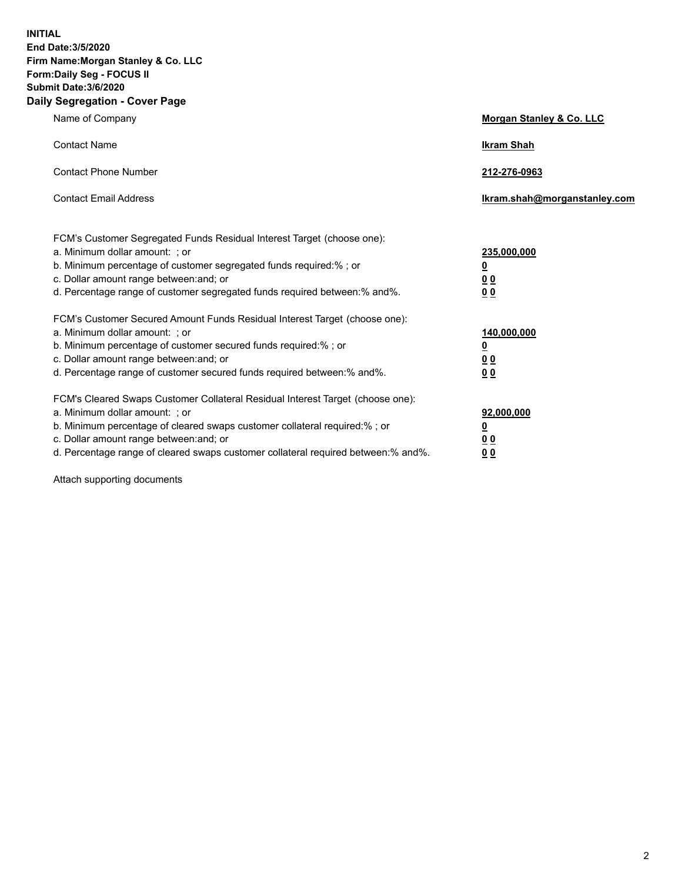**INITIAL**
**End Date:3/5/2020**
**Firm Name:Morgan Stanley & Co. LLC**
**Form:Daily Seg - FOCUS II**
**Submit Date:3/6/2020**

## Daily Segregation - Cover Page

| | |
|---|---|
| Name of Company | **Morgan Stanley & Co. LLC** |
| Contact Name | **Ikram Shah** |
| Contact Phone Number | **212-276-0963** |
| Contact Email Address | **Ikram.shah@morganstanley.com** |

FCM's Customer Segregated Funds Residual Interest Target (choose one):

| | |
|---|---|
| a. Minimum dollar amount: ; or | **235,000,000** |
| b. Minimum percentage of customer segregated funds required:% ; or | **0** |
| c. Dollar amount range between:and; or | **0 0** |
| d. Percentage range of customer segregated funds required between:% and%. | **0 0** |

FCM's Customer Secured Amount Funds Residual Interest Target (choose one):

| | |
|---|---|
| a. Minimum dollar amount: ; or | **140,000,000** |
| b. Minimum percentage of customer secured funds required:% ; or | **0** |
| c. Dollar amount range between:and; or | **0 0** |
| d. Percentage range of customer secured funds required between:% and%. | **0 0** |

FCM's Cleared Swaps Customer Collateral Residual Interest Target (choose one):

| | |
|---|---|
| a. Minimum dollar amount: ; or | **92,000,000** |
| b. Minimum percentage of cleared swaps customer collateral required:% ; or | **0** |
| c. Dollar amount range between:and; or | **0 0** |
| d. Percentage range of cleared swaps customer collateral required between:% and%. | **0 0** |

Attach supporting documents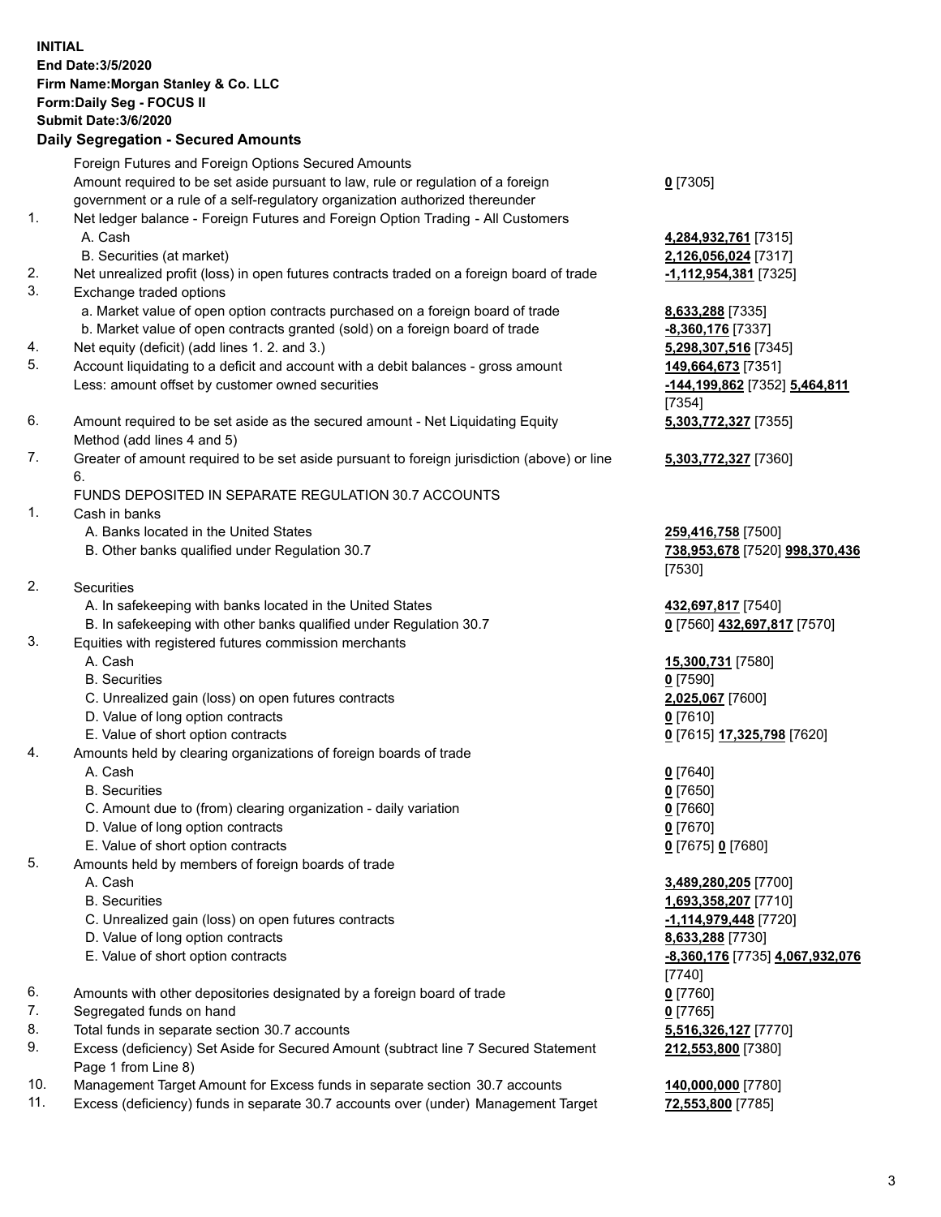**INITIAL**
**End Date:3/5/2020**
**Firm Name:Morgan Stanley & Co. LLC**
**Form:Daily Seg - FOCUS II**
**Submit Date:3/6/2020**

## Daily Segregation - Secured Amounts

| | | |
|---|---|---|
| | Foreign Futures and Foreign Options Secured Amounts | |
| | Amount required to be set aside pursuant to law, rule or regulation of a foreign government or a rule of a self-regulatory organization authorized thereunder | **0** [7305] |
| 1. | Net ledger balance - Foreign Futures and Foreign Option Trading - All Customers | |
| | A. Cash | **4,284,932,761** [7315] |
| | B. Securities (at market) | **2,126,056,024** [7317] |
| 2. | Net unrealized profit (loss) in open futures contracts traded on a foreign board of trade | **-1,112,954,381** [7325] |
| 3. | Exchange traded options | |
| | a. Market value of open option contracts purchased on a foreign board of trade | **8,633,288** [7335] |
| | b. Market value of open contracts granted (sold) on a foreign board of trade | **-8,360,176** [7337] |
| 4. | Net equity (deficit) (add lines 1. 2. and 3.) | **5,298,307,516** [7345] |
| 5. | Account liquidating to a deficit and account with a debit balances - gross amount | **149,664,673** [7351] |
| | Less: amount offset by customer owned securities | **-144,199,862** [7352] **5,464,811** [7354] |
| 6. | Amount required to be set aside as the secured amount - Net Liquidating Equity Method (add lines 4 and 5) | **5,303,772,327** [7355] |
| 7. | Greater of amount required to be set aside pursuant to foreign jurisdiction (above) or line 6. | **5,303,772,327** [7360] |
| | FUNDS DEPOSITED IN SEPARATE REGULATION 30.7 ACCOUNTS | |
| 1. | Cash in banks | |
| | A. Banks located in the United States | **259,416,758** [7500] |
| | B. Other banks qualified under Regulation 30.7 | **738,953,678** [7520] **998,370,436** [7530] |
| 2. | Securities | |
| | A. In safekeeping with banks located in the United States | **432,697,817** [7540] |
| | B. In safekeeping with other banks qualified under Regulation 30.7 | **0** [7560] **432,697,817** [7570] |
| 3. | Equities with registered futures commission merchants | |
| | A. Cash | **15,300,731** [7580] |
| | B. Securities | **0** [7590] |
| | C. Unrealized gain (loss) on open futures contracts | **2,025,067** [7600] |
| | D. Value of long option contracts | **0** [7610] |
| | E. Value of short option contracts | **0** [7615] **17,325,798** [7620] |
| 4. | Amounts held by clearing organizations of foreign boards of trade | |
| | A. Cash | **0** [7640] |
| | B. Securities | **0** [7650] |
| | C. Amount due to (from) clearing organization - daily variation | **0** [7660] |
| | D. Value of long option contracts | **0** [7670] |
| | E. Value of short option contracts | **0** [7675] **0** [7680] |
| 5. | Amounts held by members of foreign boards of trade | |
| | A. Cash | **3,489,280,205** [7700] |
| | B. Securities | **1,693,358,207** [7710] |
| | C. Unrealized gain (loss) on open futures contracts | **-1,114,979,448** [7720] |
| | D. Value of long option contracts | **8,633,288** [7730] |
| | E. Value of short option contracts | **-8,360,176** [7735] **4,067,932,076** [7740] |
| 6. | Amounts with other depositories designated by a foreign board of trade | **0** [7760] |
| 7. | Segregated funds on hand | **0** [7765] |
| 8. | Total funds in separate section 30.7 accounts | **5,516,326,127** [7770] |
| 9. | Excess (deficiency) Set Aside for Secured Amount (subtract line 7 Secured Statement Page 1 from Line 8) | **212,553,800** [7380] |
| 10. | Management Target Amount for Excess funds in separate section 30.7 accounts | **140,000,000** [7780] |
| 11. | Excess (deficiency) funds in separate 30.7 accounts over (under) Management Target | **72,553,800** [7785] |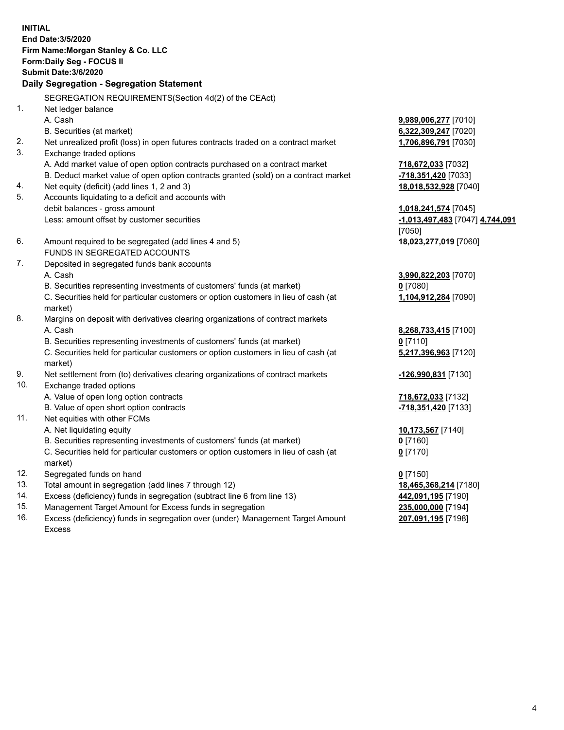**INITIAL**
**End Date:3/5/2020**
**Firm Name:Morgan Stanley & Co. LLC**
**Form:Daily Seg - FOCUS II**
**Submit Date:3/6/2020**

**Daily Segregation - Segregation Statement**

SEGREGATION REQUIREMENTS(Section 4d(2) of the CEAct)

| | | |
|---|---|---|
| 1. | Net ledger balance | |
| | A. Cash | **9,989,006,277** [7010] |
| | B. Securities (at market) | **6,322,309,247** [7020] |
| 2. | Net unrealized profit (loss) in open futures contracts traded on a contract market | **1,706,896,791** [7030] |
| 3. | Exchange traded options | |
| | A. Add market value of open option contracts purchased on a contract market | **718,672,033** [7032] |
| | B. Deduct market value of open option contracts granted (sold) on a contract market | **-718,351,420** [7033] |
| 4. | Net equity (deficit) (add lines 1, 2 and 3) | **18,018,532,928** [7040] |
| 5. | Accounts liquidating to a deficit and accounts with debit balances - gross amount | **1,018,241,574** [7045] |
| | Less: amount offset by customer securities | **-1,013,497,483** [7047] **4,744,091** [7050] |
| 6. | Amount required to be segregated (add lines 4 and 5) | **18,023,277,019** [7060] |
| | FUNDS IN SEGREGATED ACCOUNTS | |
| 7. | Deposited in segregated funds bank accounts | |
| | A. Cash | **3,990,822,203** [7070] |
| | B. Securities representing investments of customers' funds (at market) | **0** [7080] |
| | C. Securities held for particular customers or option customers in lieu of cash (at market) | **1,104,912,284** [7090] |
| 8. | Margins on deposit with derivatives clearing organizations of contract markets | |
| | A. Cash | **8,268,733,415** [7100] |
| | B. Securities representing investments of customers' funds (at market) | **0** [7110] |
| | C. Securities held for particular customers or option customers in lieu of cash (at market) | **5,217,396,963** [7120] |
| 9. | Net settlement from (to) derivatives clearing organizations of contract markets | **-126,990,831** [7130] |
| 10. | Exchange traded options | |
| | A. Value of open long option contracts | **718,672,033** [7132] |
| | B. Value of open short option contracts | **-718,351,420** [7133] |
| 11. | Net equities with other FCMs | |
| | A. Net liquidating equity | **10,173,567** [7140] |
| | B. Securities representing investments of customers' funds (at market) | **0** [7160] |
| | C. Securities held for particular customers or option customers in lieu of cash (at market) | **0** [7170] |
| 12. | Segregated funds on hand | **0** [7150] |
| 13. | Total amount in segregation (add lines 7 through 12) | **18,465,368,214** [7180] |
| 14. | Excess (deficiency) funds in segregation (subtract line 6 from line 13) | **442,091,195** [7190] |
| 15. | Management Target Amount for Excess funds in segregation | **235,000,000** [7194] |
| 16. | Excess (deficiency) funds in segregation over (under) Management Target Amount Excess | **207,091,195** [7198] |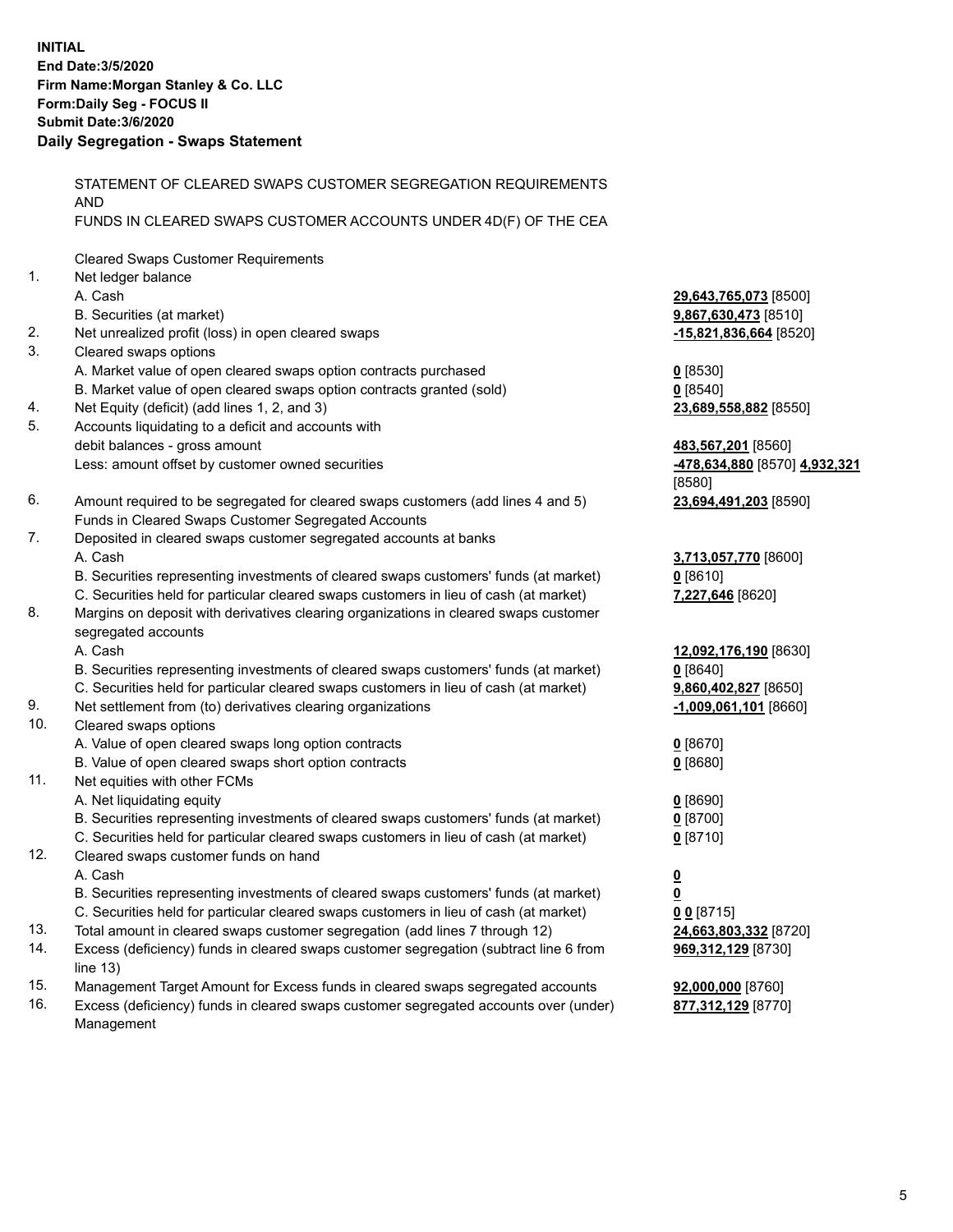**INITIAL**
**End Date:3/5/2020**
**Firm Name:Morgan Stanley & Co. LLC**
**Form:Daily Seg - FOCUS II**
**Submit Date:3/6/2020**
**Daily Segregation - Swaps Statement**

STATEMENT OF CLEARED SWAPS CUSTOMER SEGREGATION REQUIREMENTS AND
FUNDS IN CLEARED SWAPS CUSTOMER ACCOUNTS UNDER 4D(F) OF THE CEA

| | | |
|---|---|---|
| | Cleared Swaps Customer Requirements | |
| 1. | Net ledger balance | |
| | A. Cash | **29,643,765,073** [8500] |
| | B. Securities (at market) | **9,867,630,473** [8510] |
| 2. | Net unrealized profit (loss) in open cleared swaps | **-15,821,836,664** [8520] |
| 3. | Cleared swaps options | |
| | A. Market value of open cleared swaps option contracts purchased | **0** [8530] |
| | B. Market value of open cleared swaps option contracts granted (sold) | **0** [8540] |
| 4. | Net Equity (deficit) (add lines 1, 2, and 3) | **23,689,558,882** [8550] |
| 5. | Accounts liquidating to a deficit and accounts with debit balances - gross amount | **483,567,201** [8560] |
| | Less: amount offset by customer owned securities | **-478,634,880** [8570] **4,932,321** [8580] |
| 6. | Amount required to be segregated for cleared swaps customers (add lines 4 and 5) | **23,694,491,203** [8590] |
| | Funds in Cleared Swaps Customer Segregated Accounts | |
| 7. | Deposited in cleared swaps customer segregated accounts at banks | |
| | A. Cash | **3,713,057,770** [8600] |
| | B. Securities representing investments of cleared swaps customers' funds (at market) | **0** [8610] |
| | C. Securities held for particular cleared swaps customers in lieu of cash (at market) | **7,227,646** [8620] |
| 8. | Margins on deposit with derivatives clearing organizations in cleared swaps customer segregated accounts | |
| | A. Cash | **12,092,176,190** [8630] |
| | B. Securities representing investments of cleared swaps customers' funds (at market) | **0** [8640] |
| | C. Securities held for particular cleared swaps customers in lieu of cash (at market) | **9,860,402,827** [8650] |
| 9. | Net settlement from (to) derivatives clearing organizations | **-1,009,061,101** [8660] |
| 10. | Cleared swaps options | |
| | A. Value of open cleared swaps long option contracts | **0** [8670] |
| | B. Value of open cleared swaps short option contracts | **0** [8680] |
| 11. | Net equities with other FCMs | |
| | A. Net liquidating equity | **0** [8690] |
| | B. Securities representing investments of cleared swaps customers' funds (at market) | **0** [8700] |
| | C. Securities held for particular cleared swaps customers in lieu of cash (at market) | **0** [8710] |
| 12. | Cleared swaps customer funds on hand | |
| | A. Cash | **0** |
| | B. Securities representing investments of cleared swaps customers' funds (at market) | **0** |
| | C. Securities held for particular cleared swaps customers in lieu of cash (at market) | **0** **0** [8715] |
| 13. | Total amount in cleared swaps customer segregation (add lines 7 through 12) | **24,663,803,332** [8720] |
| 14. | Excess (deficiency) funds in cleared swaps customer segregation (subtract line 6 from line 13) | **969,312,129** [8730] |
| 15. | Management Target Amount for Excess funds in cleared swaps segregated accounts | **92,000,000** [8760] |
| 16. | Excess (deficiency) funds in cleared swaps customer segregated accounts over (under) Management | **877,312,129** [8770] |